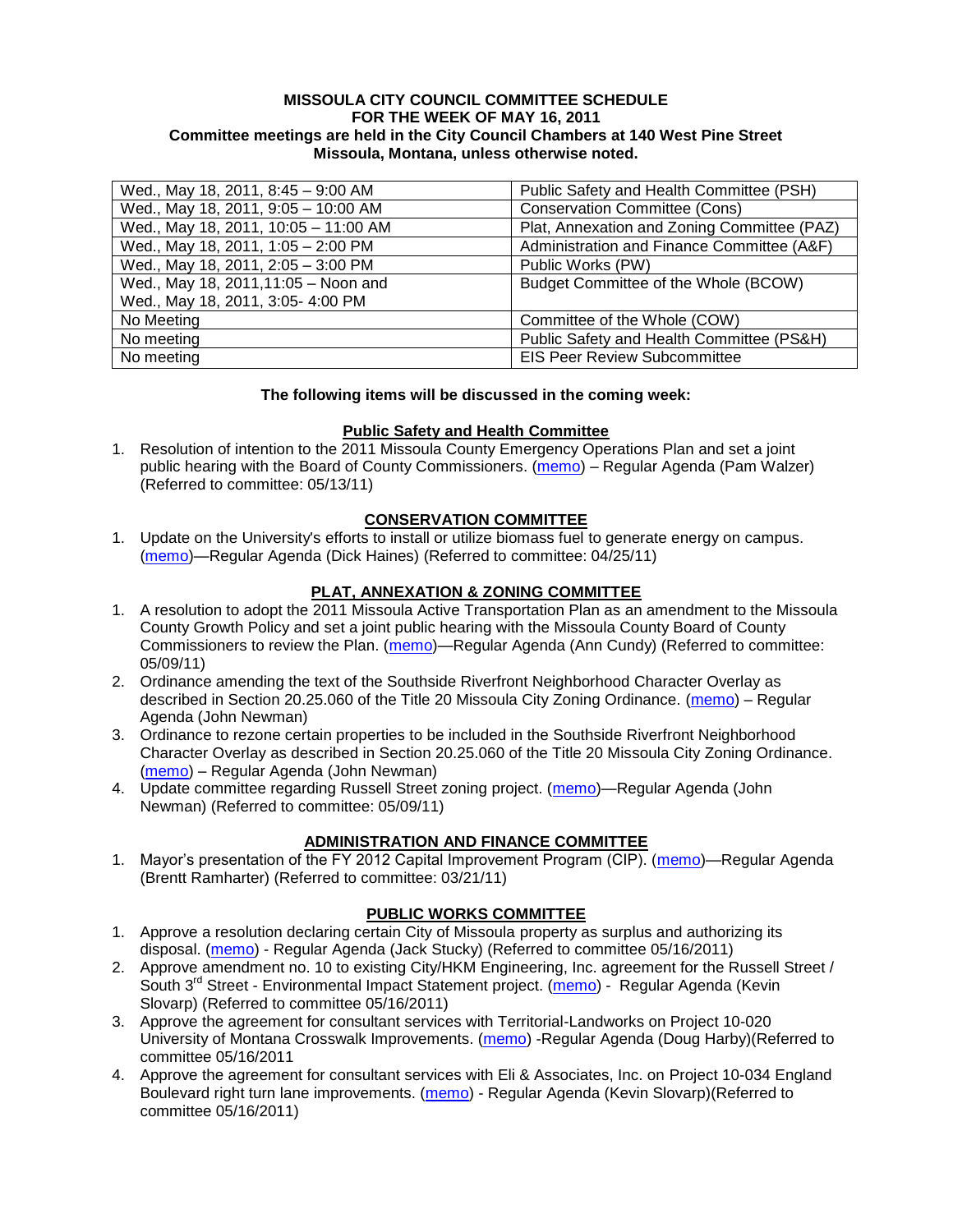**MISSOULA CITY COUNCIL COMMITTEE SCHEDULE**
**FOR THE WEEK OF MAY 16, 2011**
**Committee meetings are held in the City Council Chambers at 140 West Pine Street**
**Missoula, Montana, unless otherwise noted.**

| | |
|---|---|
| Wed., May 18, 2011, 8:45 – 9:00 AM | Public Safety and Health Committee (PSH) |
| Wed., May 18, 2011, 9:05 – 10:00 AM | Conservation Committee (Cons) |
| Wed., May 18, 2011, 10:05 – 11:00 AM | Plat, Annexation and Zoning Committee (PAZ) |
| Wed., May 18, 2011, 1:05 – 2:00 PM | Administration and Finance Committee (A&F) |
| Wed., May 18, 2011, 2:05 – 3:00 PM | Public Works (PW) |
| Wed., May 18, 2011,11:05 – Noon and Wed., May 18, 2011, 3:05- 4:00 PM | Budget Committee of the Whole (BCOW) |
| No Meeting | Committee of the Whole (COW) |
| No meeting | Public Safety and Health Committee (PS&H) |
| No meeting | EIS Peer Review Subcommittee |

**The following items will be discussed in the coming week:**

**Public Safety and Health Committee**

1. Resolution of intention to the 2011 Missoula County Emergency Operations Plan and set a joint public hearing with the Board of County Commissioners. (memo) – Regular Agenda (Pam Walzer) (Referred to committee: 05/13/11)

**CONSERVATION COMMITTEE**

1. Update on the University's efforts to install or utilize biomass fuel to generate energy on campus. (memo)—Regular Agenda (Dick Haines) (Referred to committee: 04/25/11)

**PLAT, ANNEXATION & ZONING COMMITTEE**

1. A resolution to adopt the 2011 Missoula Active Transportation Plan as an amendment to the Missoula County Growth Policy and set a joint public hearing with the Missoula County Board of County Commissioners to review the Plan. (memo)—Regular Agenda (Ann Cundy) (Referred to committee: 05/09/11)
2. Ordinance amending the text of the Southside Riverfront Neighborhood Character Overlay as described in Section 20.25.060 of the Title 20 Missoula City Zoning Ordinance. (memo) – Regular Agenda (John Newman)
3. Ordinance to rezone certain properties to be included in the Southside Riverfront Neighborhood Character Overlay as described in Section 20.25.060 of the Title 20 Missoula City Zoning Ordinance. (memo) – Regular Agenda (John Newman)
4. Update committee regarding Russell Street zoning project. (memo)—Regular Agenda (John Newman) (Referred to committee: 05/09/11)

**ADMINISTRATION AND FINANCE COMMITTEE**

1. Mayor's presentation of the FY 2012 Capital Improvement Program (CIP). (memo)—Regular Agenda (Brentt Ramharter) (Referred to committee: 03/21/11)

**PUBLIC WORKS COMMITTEE**

1. Approve a resolution declaring certain City of Missoula property as surplus and authorizing its disposal. (memo) - Regular Agenda (Jack Stucky) (Referred to committee 05/16/2011)
2. Approve amendment no. 10 to existing City/HKM Engineering, Inc. agreement for the Russell Street / South 3rd Street - Environmental Impact Statement project. (memo) - Regular Agenda (Kevin Slovarp) (Referred to committee 05/16/2011)
3. Approve the agreement for consultant services with Territorial-Landworks on Project 10-020 University of Montana Crosswalk Improvements. (memo) -Regular Agenda (Doug Harby)(Referred to committee 05/16/2011
4. Approve the agreement for consultant services with Eli & Associates, Inc. on Project 10-034 England Boulevard right turn lane improvements. (memo) - Regular Agenda (Kevin Slovarp)(Referred to committee 05/16/2011)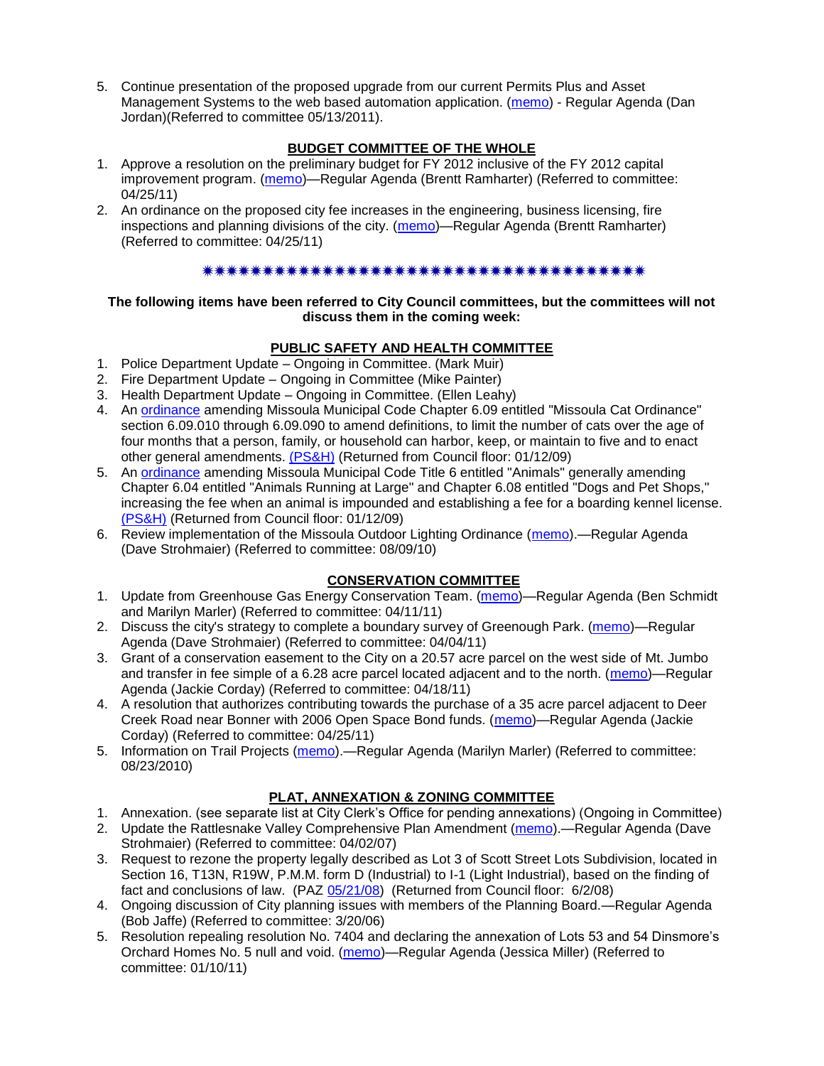5. Continue presentation of the proposed upgrade from our current Permits Plus and Asset Management Systems to the web based automation application. (memo) - Regular Agenda (Dan Jordan)(Referred to committee 05/13/2011).

**BUDGET COMMITTEE OF THE WHOLE**

1. Approve a resolution on the preliminary budget for FY 2012 inclusive of the FY 2012 capital improvement program. (memo)—Regular Agenda (Brentt Ramharter) (Referred to committee: 04/25/11)
2. An ordinance on the proposed city fee increases in the engineering, business licensing, fire inspections and planning divisions of the city. (memo)—Regular Agenda (Brentt Ramharter) (Referred to committee: 04/25/11)

✷✷✷✷✷✷✷✷✷✷✷✷✷✷✷✷✷✷✷✷✷✷✷✷✷✷✷✷✷✷✷✷✷✷✷✷✷✷✷✷

**The following items have been referred to City Council committees, but the committees will not discuss them in the coming week:**

**PUBLIC SAFETY AND HEALTH COMMITTEE**

1. Police Department Update – Ongoing in Committee. (Mark Muir)
2. Fire Department Update – Ongoing in Committee (Mike Painter)
3. Health Department Update – Ongoing in Committee. (Ellen Leahy)
4. An ordinance amending Missoula Municipal Code Chapter 6.09 entitled "Missoula Cat Ordinance" section 6.09.010 through 6.09.090 to amend definitions, to limit the number of cats over the age of four months that a person, family, or household can harbor, keep, or maintain to five and to enact other general amendments. (PS&H) (Returned from Council floor: 01/12/09)
5. An ordinance amending Missoula Municipal Code Title 6 entitled "Animals" generally amending Chapter 6.04 entitled "Animals Running at Large" and Chapter 6.08 entitled "Dogs and Pet Shops," increasing the fee when an animal is impounded and establishing a fee for a boarding kennel license. (PS&H) (Returned from Council floor: 01/12/09)
6. Review implementation of the Missoula Outdoor Lighting Ordinance (memo).—Regular Agenda (Dave Strohmaier) (Referred to committee: 08/09/10)

**CONSERVATION COMMITTEE**

1. Update from Greenhouse Gas Energy Conservation Team. (memo)—Regular Agenda (Ben Schmidt and Marilyn Marler) (Referred to committee: 04/11/11)
2. Discuss the city's strategy to complete a boundary survey of Greenough Park. (memo)—Regular Agenda (Dave Strohmaier) (Referred to committee: 04/04/11)
3. Grant of a conservation easement to the City on a 20.57 acre parcel on the west side of Mt. Jumbo and transfer in fee simple of a 6.28 acre parcel located adjacent and to the north. (memo)—Regular Agenda (Jackie Corday) (Referred to committee: 04/18/11)
4. A resolution that authorizes contributing towards the purchase of a 35 acre parcel adjacent to Deer Creek Road near Bonner with 2006 Open Space Bond funds. (memo)—Regular Agenda (Jackie Corday) (Referred to committee: 04/25/11)
5. Information on Trail Projects (memo).—Regular Agenda (Marilyn Marler) (Referred to committee: 08/23/2010)

**PLAT, ANNEXATION & ZONING COMMITTEE**

1. Annexation. (see separate list at City Clerk's Office for pending annexations) (Ongoing in Committee)
2. Update the Rattlesnake Valley Comprehensive Plan Amendment (memo).—Regular Agenda (Dave Strohmaier) (Referred to committee: 04/02/07)
3. Request to rezone the property legally described as Lot 3 of Scott Street Lots Subdivision, located in Section 16, T13N, R19W, P.M.M. form D (Industrial) to I-1 (Light Industrial), based on the finding of fact and conclusions of law. (PAZ 05/21/08) (Returned from Council floor: 6/2/08)
4. Ongoing discussion of City planning issues with members of the Planning Board.—Regular Agenda (Bob Jaffe) (Referred to committee: 3/20/06)
5. Resolution repealing resolution No. 7404 and declaring the annexation of Lots 53 and 54 Dinsmore's Orchard Homes No. 5 null and void. (memo)—Regular Agenda (Jessica Miller) (Referred to committee: 01/10/11)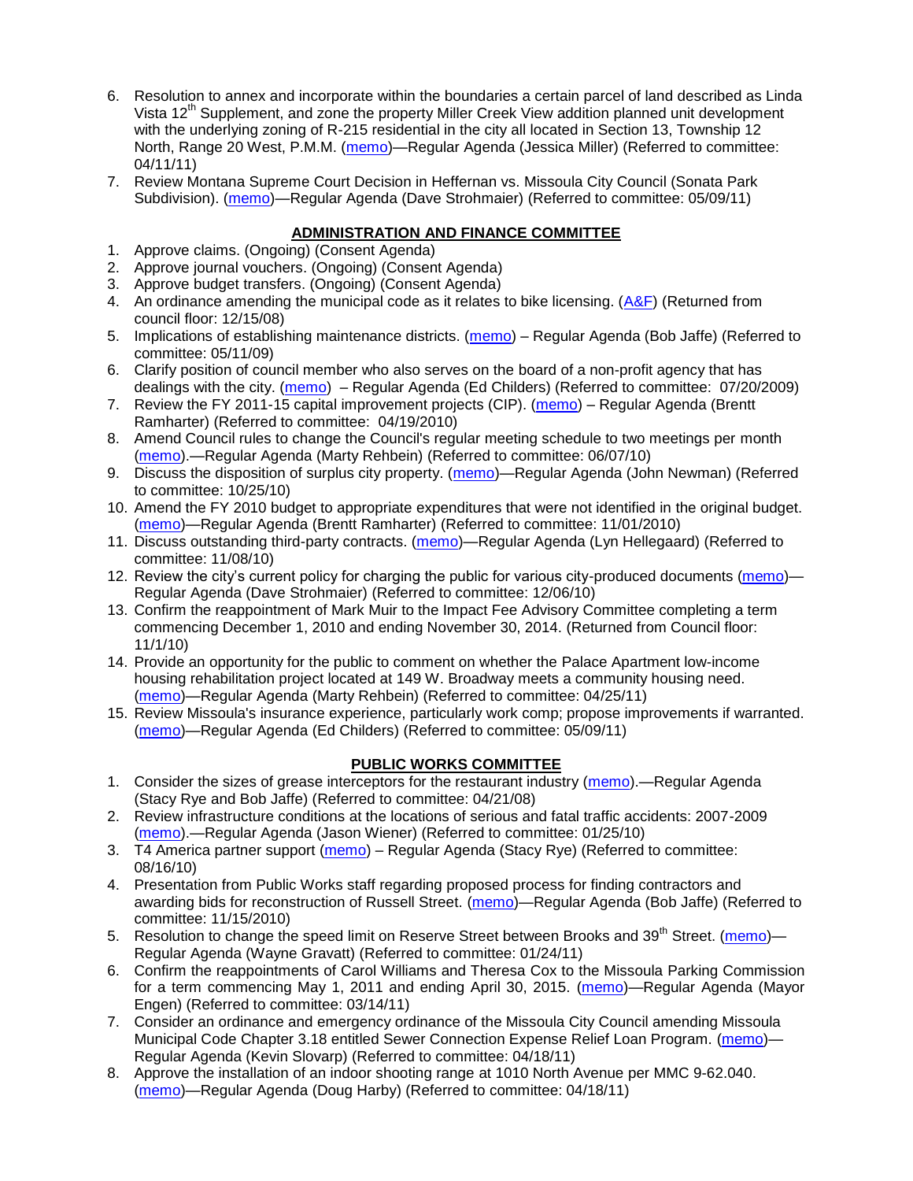6. Resolution to annex and incorporate within the boundaries a certain parcel of land described as Linda Vista 12th Supplement, and zone the property Miller Creek View addition planned unit development with the underlying zoning of R-215 residential in the city all located in Section 13, Township 12 North, Range 20 West, P.M.M. (memo)—Regular Agenda (Jessica Miller) (Referred to committee: 04/11/11)
7. Review Montana Supreme Court Decision in Heffernan vs. Missoula City Council (Sonata Park Subdivision). (memo)—Regular Agenda (Dave Strohmaier) (Referred to committee: 05/09/11)

## ADMINISTRATION AND FINANCE COMMITTEE

1. Approve claims. (Ongoing) (Consent Agenda)
2. Approve journal vouchers. (Ongoing) (Consent Agenda)
3. Approve budget transfers. (Ongoing) (Consent Agenda)
4. An ordinance amending the municipal code as it relates to bike licensing. (A&F) (Returned from council floor: 12/15/08)
5. Implications of establishing maintenance districts. (memo) – Regular Agenda (Bob Jaffe) (Referred to committee: 05/11/09)
6. Clarify position of council member who also serves on the board of a non-profit agency that has dealings with the city. (memo) – Regular Agenda (Ed Childers) (Referred to committee: 07/20/2009)
7. Review the FY 2011-15 capital improvement projects (CIP). (memo) – Regular Agenda (Brentt Ramharter) (Referred to committee: 04/19/2010)
8. Amend Council rules to change the Council's regular meeting schedule to two meetings per month (memo).—Regular Agenda (Marty Rehbein) (Referred to committee: 06/07/10)
9. Discuss the disposition of surplus city property. (memo)—Regular Agenda (John Newman) (Referred to committee: 10/25/10)
10. Amend the FY 2010 budget to appropriate expenditures that were not identified in the original budget. (memo)—Regular Agenda (Brentt Ramharter) (Referred to committee: 11/01/2010)
11. Discuss outstanding third-party contracts. (memo)—Regular Agenda (Lyn Hellegaard) (Referred to committee: 11/08/10)
12. Review the city's current policy for charging the public for various city-produced documents (memo)—Regular Agenda (Dave Strohmaier) (Referred to committee: 12/06/10)
13. Confirm the reappointment of Mark Muir to the Impact Fee Advisory Committee completing a term commencing December 1, 2010 and ending November 30, 2014. (Returned from Council floor: 11/1/10)
14. Provide an opportunity for the public to comment on whether the Palace Apartment low-income housing rehabilitation project located at 149 W. Broadway meets a community housing need. (memo)—Regular Agenda (Marty Rehbein) (Referred to committee: 04/25/11)
15. Review Missoula's insurance experience, particularly work comp; propose improvements if warranted. (memo)—Regular Agenda (Ed Childers) (Referred to committee: 05/09/11)

## PUBLIC WORKS COMMITTEE

1. Consider the sizes of grease interceptors for the restaurant industry (memo).—Regular Agenda (Stacy Rye and Bob Jaffe) (Referred to committee: 04/21/08)
2. Review infrastructure conditions at the locations of serious and fatal traffic accidents: 2007-2009 (memo).—Regular Agenda (Jason Wiener) (Referred to committee: 01/25/10)
3. T4 America partner support (memo) – Regular Agenda (Stacy Rye) (Referred to committee: 08/16/10)
4. Presentation from Public Works staff regarding proposed process for finding contractors and awarding bids for reconstruction of Russell Street. (memo)—Regular Agenda (Bob Jaffe) (Referred to committee: 11/15/2010)
5. Resolution to change the speed limit on Reserve Street between Brooks and 39th Street. (memo)—Regular Agenda (Wayne Gravatt) (Referred to committee: 01/24/11)
6. Confirm the reappointments of Carol Williams and Theresa Cox to the Missoula Parking Commission for a term commencing May 1, 2011 and ending April 30, 2015. (memo)—Regular Agenda (Mayor Engen) (Referred to committee: 03/14/11)
7. Consider an ordinance and emergency ordinance of the Missoula City Council amending Missoula Municipal Code Chapter 3.18 entitled Sewer Connection Expense Relief Loan Program. (memo)—Regular Agenda (Kevin Slovarp) (Referred to committee: 04/18/11)
8. Approve the installation of an indoor shooting range at 1010 North Avenue per MMC 9-62.040. (memo)—Regular Agenda (Doug Harby) (Referred to committee: 04/18/11)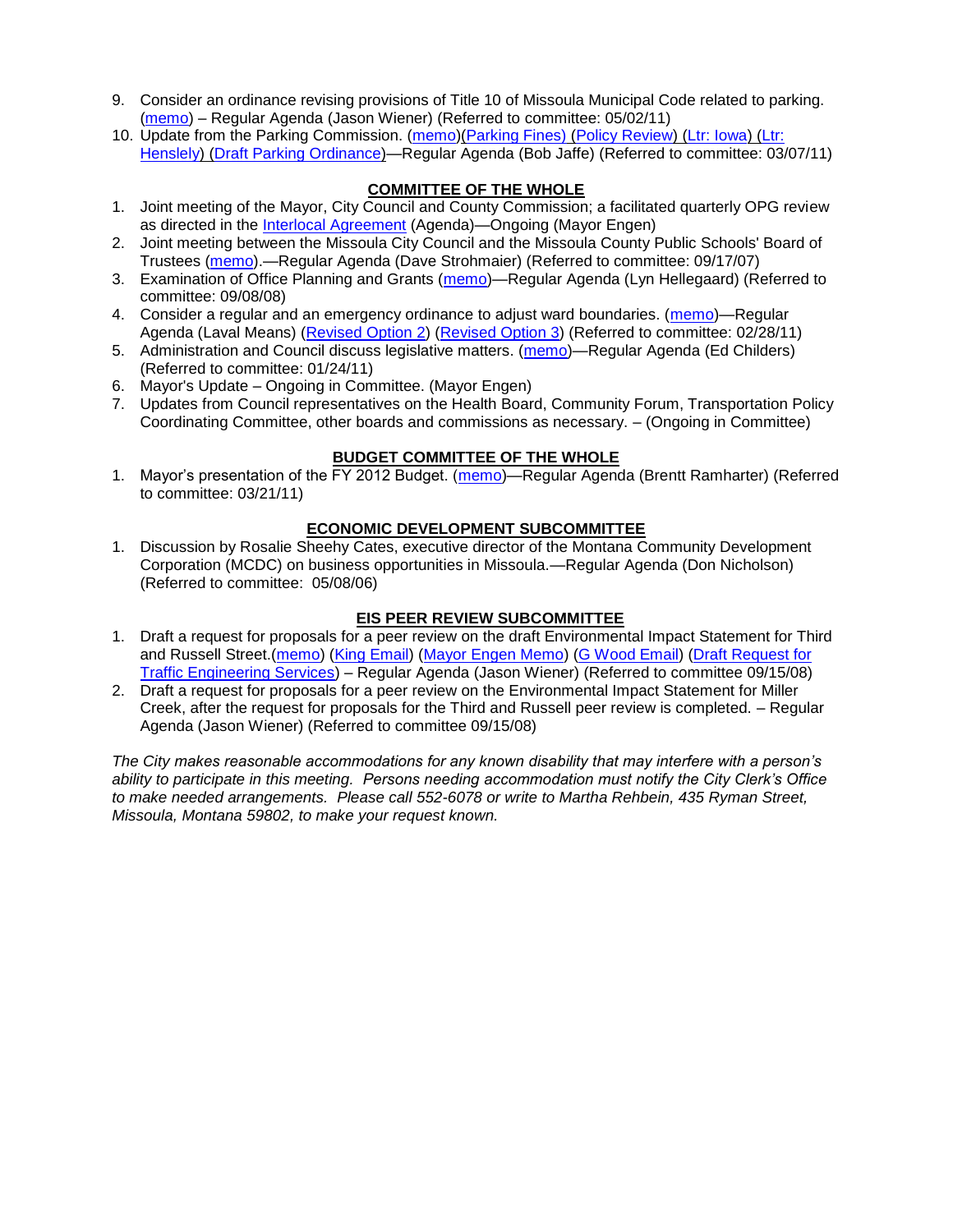9. Consider an ordinance revising provisions of Title 10 of Missoula Municipal Code related to parking. (memo) – Regular Agenda (Jason Wiener) (Referred to committee: 05/02/11)
10. Update from the Parking Commission. (memo)(Parking Fines) (Policy Review) (Ltr: Iowa) (Ltr: Henslely) (Draft Parking Ordinance)—Regular Agenda (Bob Jaffe) (Referred to committee: 03/07/11)

## COMMITTEE OF THE WHOLE

1. Joint meeting of the Mayor, City Council and County Commission; a facilitated quarterly OPG review as directed in the Interlocal Agreement (Agenda)—Ongoing (Mayor Engen)
2. Joint meeting between the Missoula City Council and the Missoula County Public Schools' Board of Trustees (memo).—Regular Agenda (Dave Strohmaier) (Referred to committee: 09/17/07)
3. Examination of Office Planning and Grants (memo)—Regular Agenda (Lyn Hellegaard) (Referred to committee: 09/08/08)
4. Consider a regular and an emergency ordinance to adjust ward boundaries. (memo)—Regular Agenda (Laval Means) (Revised Option 2) (Revised Option 3) (Referred to committee: 02/28/11)
5. Administration and Council discuss legislative matters. (memo)—Regular Agenda (Ed Childers) (Referred to committee: 01/24/11)
6. Mayor's Update – Ongoing in Committee. (Mayor Engen)
7. Updates from Council representatives on the Health Board, Community Forum, Transportation Policy Coordinating Committee, other boards and commissions as necessary. – (Ongoing in Committee)

## BUDGET COMMITTEE OF THE WHOLE

1. Mayor's presentation of the FY 2012 Budget. (memo)—Regular Agenda (Brentt Ramharter) (Referred to committee: 03/21/11)

## ECONOMIC DEVELOPMENT SUBCOMMITTEE

1. Discussion by Rosalie Sheehy Cates, executive director of the Montana Community Development Corporation (MCDC) on business opportunities in Missoula.—Regular Agenda (Don Nicholson) (Referred to committee: 05/08/06)

## EIS PEER REVIEW SUBCOMMITTEE

1. Draft a request for proposals for a peer review on the draft Environmental Impact Statement for Third and Russell Street.(memo) (King Email) (Mayor Engen Memo) (G Wood Email) (Draft Request for Traffic Engineering Services) – Regular Agenda (Jason Wiener) (Referred to committee 09/15/08)
2. Draft a request for proposals for a peer review on the Environmental Impact Statement for Miller Creek, after the request for proposals for the Third and Russell peer review is completed. – Regular Agenda (Jason Wiener) (Referred to committee 09/15/08)

*The City makes reasonable accommodations for any known disability that may interfere with a person's ability to participate in this meeting. Persons needing accommodation must notify the City Clerk's Office to make needed arrangements. Please call 552-6078 or write to Martha Rehbein, 435 Ryman Street, Missoula, Montana 59802, to make your request known.*